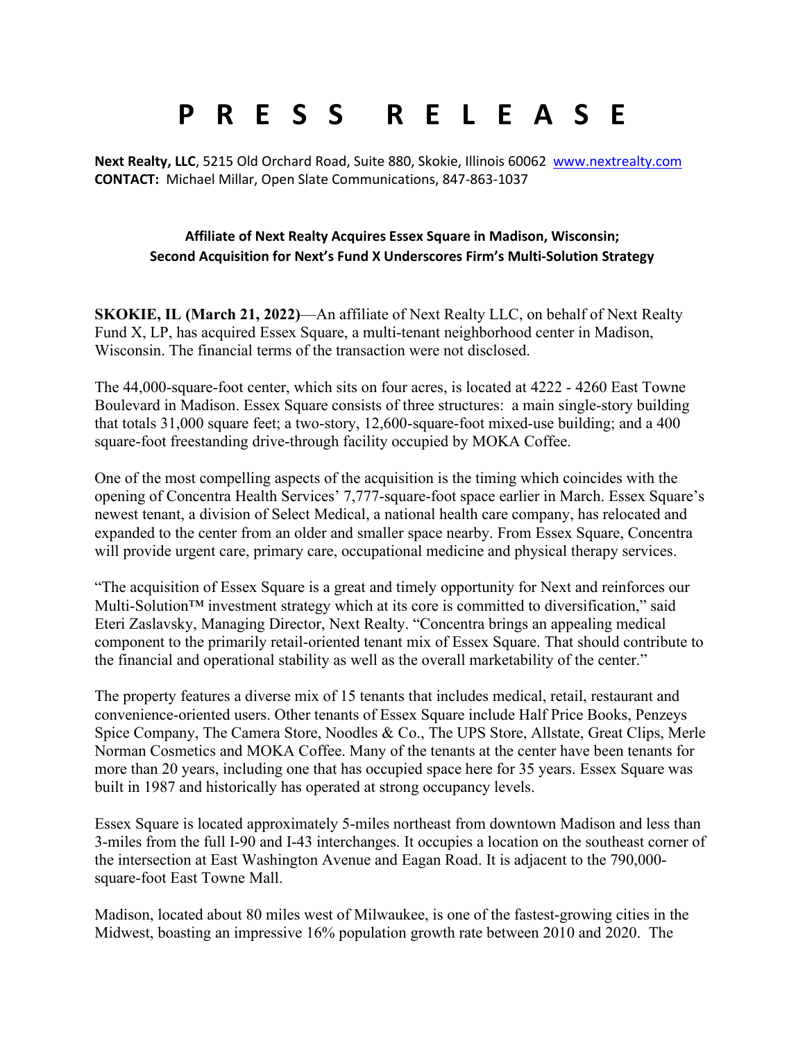# P R E S S R E L E A S E

**Next Realty, LLC**, 5215 Old Orchard Road, Suite 880, Skokie, Illinois 60062 www.nextrealty.com
**CONTACT:** Michael Millar, Open Slate Communications, 847-863-1037

**Affiliate of Next Realty Acquires Essex Square in Madison, Wisconsin;**
**Second Acquisition for Next's Fund X Underscores Firm's Multi-Solution Strategy**

**SKOKIE, IL (March 21, 2022)**—An affiliate of Next Realty LLC, on behalf of Next Realty Fund X, LP, has acquired Essex Square, a multi-tenant neighborhood center in Madison, Wisconsin. The financial terms of the transaction were not disclosed.

The 44,000-square-foot center, which sits on four acres, is located at 4222 - 4260 East Towne Boulevard in Madison. Essex Square consists of three structures: a main single-story building that totals 31,000 square feet; a two-story, 12,600-square-foot mixed-use building; and a 400 square-foot freestanding drive-through facility occupied by MOKA Coffee.

One of the most compelling aspects of the acquisition is the timing which coincides with the opening of Concentra Health Services' 7,777-square-foot space earlier in March. Essex Square's newest tenant, a division of Select Medical, a national health care company, has relocated and expanded to the center from an older and smaller space nearby. From Essex Square, Concentra will provide urgent care, primary care, occupational medicine and physical therapy services.

"The acquisition of Essex Square is a great and timely opportunity for Next and reinforces our Multi-Solution™ investment strategy which at its core is committed to diversification," said Eteri Zaslavsky, Managing Director, Next Realty. "Concentra brings an appealing medical component to the primarily retail-oriented tenant mix of Essex Square. That should contribute to the financial and operational stability as well as the overall marketability of the center."

The property features a diverse mix of 15 tenants that includes medical, retail, restaurant and convenience-oriented users. Other tenants of Essex Square include Half Price Books, Penzeys Spice Company, The Camera Store, Noodles & Co., The UPS Store, Allstate, Great Clips, Merle Norman Cosmetics and MOKA Coffee. Many of the tenants at the center have been tenants for more than 20 years, including one that has occupied space here for 35 years. Essex Square was built in 1987 and historically has operated at strong occupancy levels.

Essex Square is located approximately 5-miles northeast from downtown Madison and less than 3-miles from the full I-90 and I-43 interchanges. It occupies a location on the southeast corner of the intersection at East Washington Avenue and Eagan Road. It is adjacent to the 790,000-square-foot East Towne Mall.

Madison, located about 80 miles west of Milwaukee, is one of the fastest-growing cities in the Midwest, boasting an impressive 16% population growth rate between 2010 and 2020. The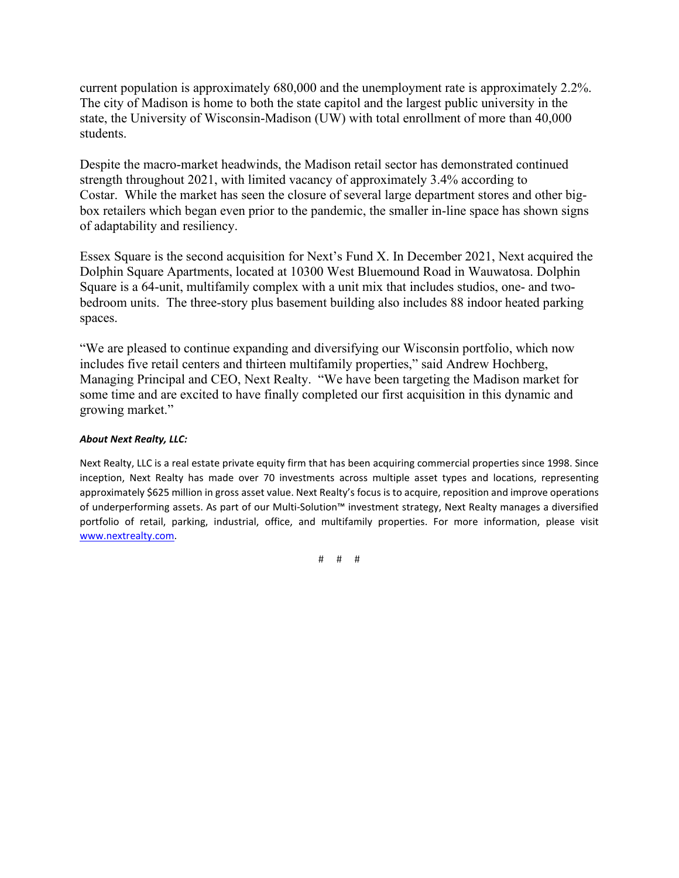current population is approximately 680,000 and the unemployment rate is approximately 2.2%. The city of Madison is home to both the state capitol and the largest public university in the state, the University of Wisconsin-Madison (UW) with total enrollment of more than 40,000 students.

Despite the macro-market headwinds, the Madison retail sector has demonstrated continued strength throughout 2021, with limited vacancy of approximately 3.4% according to Costar. While the market has seen the closure of several large department stores and other big-box retailers which began even prior to the pandemic, the smaller in-line space has shown signs of adaptability and resiliency.

Essex Square is the second acquisition for Next's Fund X. In December 2021, Next acquired the Dolphin Square Apartments, located at 10300 West Bluemound Road in Wauwatosa. Dolphin Square is a 64-unit, multifamily complex with a unit mix that includes studios, one- and two-bedroom units. The three-story plus basement building also includes 88 indoor heated parking spaces.

"We are pleased to continue expanding and diversifying our Wisconsin portfolio, which now includes five retail centers and thirteen multifamily properties," said Andrew Hochberg, Managing Principal and CEO, Next Realty. "We have been targeting the Madison market for some time and are excited to have finally completed our first acquisition in this dynamic and growing market."

***About Next Realty, LLC:***

Next Realty, LLC is a real estate private equity firm that has been acquiring commercial properties since 1998. Since inception, Next Realty has made over 70 investments across multiple asset types and locations, representing approximately $625 million in gross asset value. Next Realty's focus is to acquire, reposition and improve operations of underperforming assets. As part of our Multi-Solution™ investment strategy, Next Realty manages a diversified portfolio of retail, parking, industrial, office, and multifamily properties. For more information, please visit [www.nextrealty.com](http://www.nextrealty.com).

\# # #